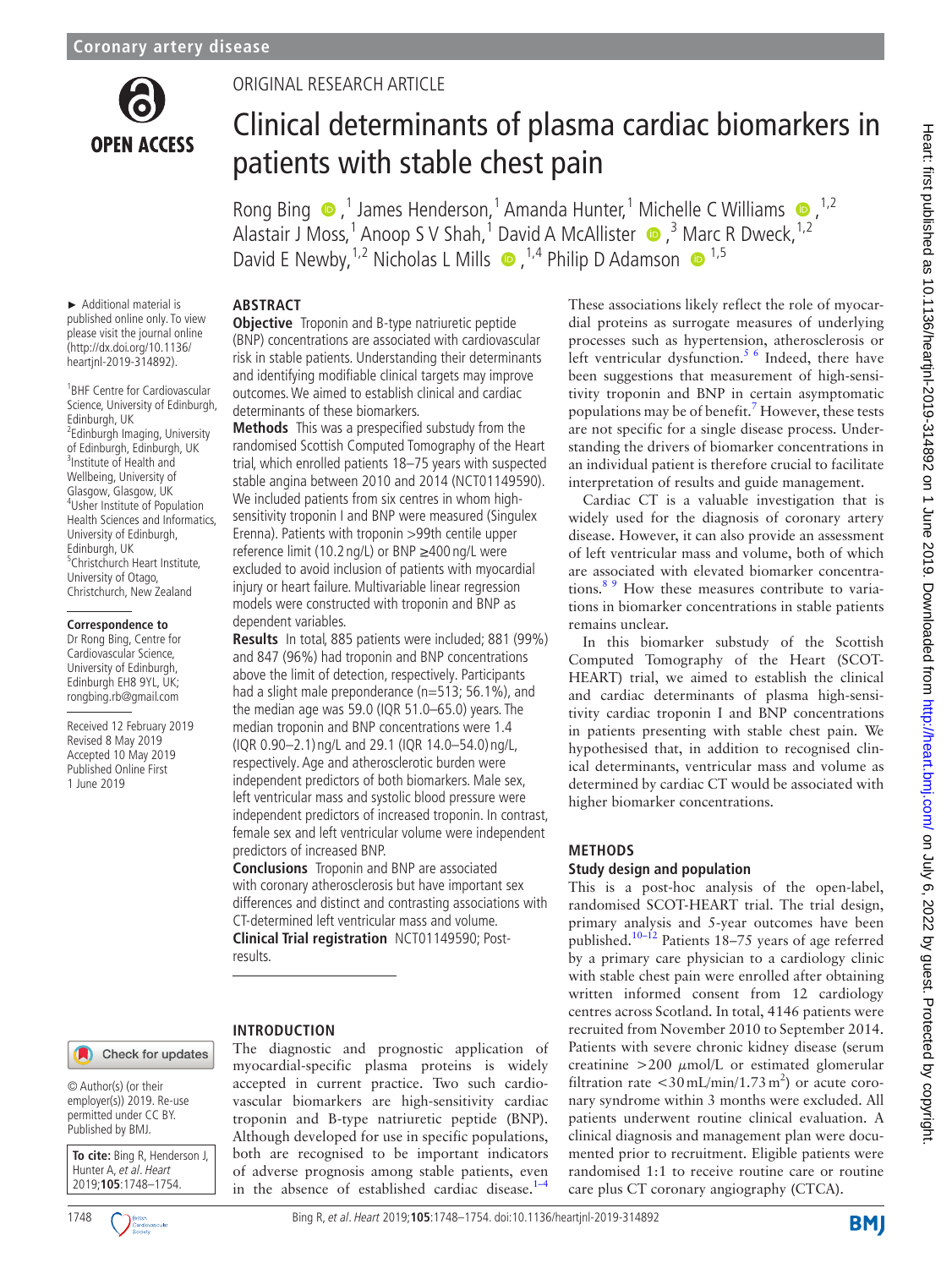# Clinical determinants of plasma cardiac biomarkers in patients with stable chest pain

ORIGINAL RESEARCH ARTICLE

Rong Bing,[1] James Henderson,[1] Amanda Hunter,[1] Michelle C Williams,[1,2] Alastair J Moss,[1] Anoop S V Shah,[1] David A McAllister,[3] Marc R Dweck,[1,2] David E Newby,[1,2] Nicholas L Mills,[1,4] Philip D Adamson[1,5]

► Additional material is published online only. To view please visit the journal online (http://dx.doi.org/10.1136/heartjnl-2019-314892).

[1]BHF Centre for Cardiovascular Science, University of Edinburgh, Edinburgh, UK
[2]Edinburgh Imaging, University of Edinburgh, Edinburgh, UK
[3]Institute of Health and Wellbeing, University of Glasgow, Glasgow, UK
[4]Usher Institute of Population Health Sciences and Informatics, University of Edinburgh, Edinburgh, UK
[5]Christchurch Heart Institute, University of Otago, Christchurch, New Zealand

**Correspondence to**
Dr Rong Bing, Centre for Cardiovascular Science, University of Edinburgh, Edinburgh EH8 9YL, UK; rongbing.rb@gmail.com

Received 12 February 2019
Revised 8 May 2019
Accepted 10 May 2019
Published Online First 1 June 2019

© Author(s) (or their employer(s)) 2019. Re-use permitted under CC BY. Published by BMJ.

**To cite:** Bing R, Henderson J, Hunter A, *et al*. *Heart* 2019;**105**:1748–1754.

## ABSTRACT

**Objective** Troponin and B-type natriuretic peptide (BNP) concentrations are associated with cardiovascular risk in stable patients. Understanding their determinants and identifying modifiable clinical targets may improve outcomes. We aimed to establish clinical and cardiac determinants of these biomarkers.

**Methods** This was a prespecified substudy from the randomised Scottish Computed Tomography of the Heart trial, which enrolled patients 18–75 years with suspected stable angina between 2010 and 2014 (NCT01149590). We included patients from six centres in whom high-sensitivity troponin I and BNP were measured (Singulex Erenna). Patients with troponin >99th centile upper reference limit (10.2 ng/L) or BNP ≥400 ng/L were excluded to avoid inclusion of patients with myocardial injury or heart failure. Multivariable linear regression models were constructed with troponin and BNP as dependent variables.

**Results** In total, 885 patients were included; 881 (99%) and 847 (96%) had troponin and BNP concentrations above the limit of detection, respectively. Participants had a slight male preponderance (n=513; 56.1%), and the median age was 59.0 (IQR 51.0–65.0) years. The median troponin and BNP concentrations were 1.4 (IQR 0.90–2.1) ng/L and 29.1 (IQR 14.0–54.0) ng/L, respectively. Age and atherosclerotic burden were independent predictors of both biomarkers. Male sex, left ventricular mass and systolic blood pressure were independent predictors of increased troponin. In contrast, female sex and left ventricular volume were independent predictors of increased BNP.

**Conclusions** Troponin and BNP are associated with coronary atherosclerosis but have important sex differences and distinct and contrasting associations with CT-determined left ventricular mass and volume.

**Clinical Trial registration** NCT01149590; Post-results.

## INTRODUCTION

The diagnostic and prognostic application of myocardial-specific plasma proteins is widely accepted in current practice. Two such cardiovascular biomarkers are high-sensitivity cardiac troponin and B-type natriuretic peptide (BNP). Although developed for use in specific populations, both are recognised to be important indicators of adverse prognosis among stable patients, even in the absence of established cardiac disease.[1–4] These associations likely reflect the role of myocardial proteins as surrogate measures of underlying processes such as hypertension, atherosclerosis or left ventricular dysfunction.[5 6] Indeed, there have been suggestions that measurement of high-sensitivity troponin and BNP in certain asymptomatic populations may be of benefit.[7] However, these tests are not specific for a single disease process. Understanding the drivers of biomarker concentrations in an individual patient is therefore crucial to facilitate interpretation of results and guide management.

Cardiac CT is a valuable investigation that is widely used for the diagnosis of coronary artery disease. However, it can also provide an assessment of left ventricular mass and volume, both of which are associated with elevated biomarker concentrations.[8 9] How these measures contribute to variations in biomarker concentrations in stable patients remains unclear.

In this biomarker substudy of the Scottish Computed Tomography of the Heart (SCOT-HEART) trial, we aimed to establish the clinical and cardiac determinants of plasma high-sensitivity cardiac troponin I and BNP concentrations in patients presenting with stable chest pain. We hypothesised that, in addition to recognised clinical determinants, ventricular mass and volume as determined by cardiac CT would be associated with higher biomarker concentrations.

## METHODS

### Study design and population

This is a post-hoc analysis of the open-label, randomised SCOT-HEART trial. The trial design, primary analysis and 5-year outcomes have been published.[10–12] Patients 18–75 years of age referred by a primary care physician to a cardiology clinic with stable chest pain were enrolled after obtaining written informed consent from 12 cardiology centres across Scotland. In total, 4146 patients were recruited from November 2010 to September 2014. Patients with severe chronic kidney disease (serum creatinine >200 µmol/L or estimated glomerular filtration rate <30 mL/min/1.73 m$^2$) or acute coronary syndrome within 3 months were excluded. All patients underwent routine clinical evaluation. A clinical diagnosis and management plan were documented prior to recruitment. Eligible patients were randomised 1:1 to receive routine care or routine care plus CT coronary angiography (CTCA).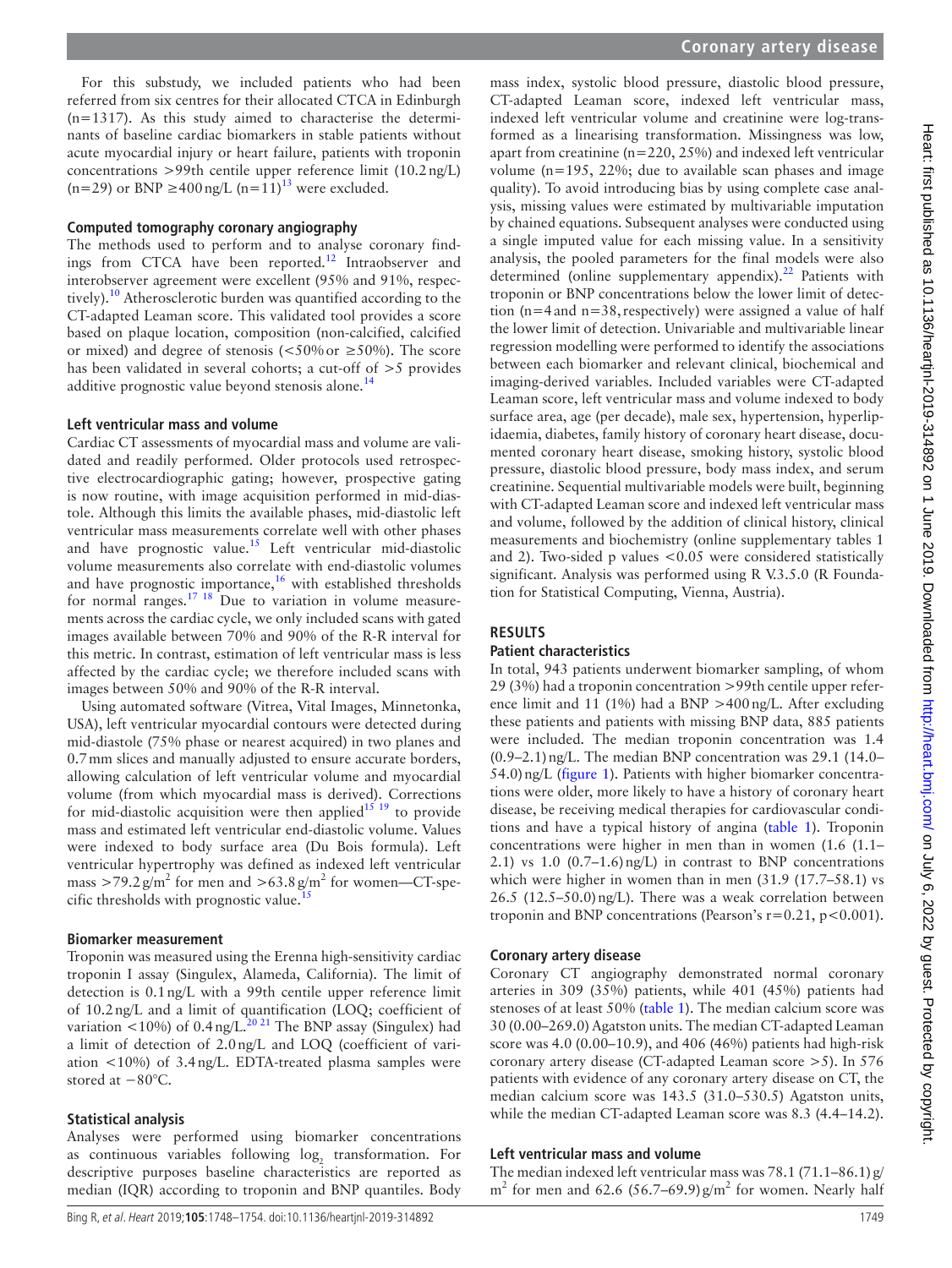For this substudy, we included patients who had been referred from six centres for their allocated CTCA in Edinburgh (n=1317). As this study aimed to characterise the determinants of baseline cardiac biomarkers in stable patients without acute myocardial injury or heart failure, patients with troponin concentrations >99th centile upper reference limit (10.2 ng/L) (n=29) or BNP ≥400 ng/L (n=11)[13] were excluded.

### Computed tomography coronary angiography

The methods used to perform and to analyse coronary findings from CTCA have been reported.[12] Intraobserver and interobserver agreement were excellent (95% and 91%, respectively).[10] Atherosclerotic burden was quantified according to the CT-adapted Leaman score. This validated tool provides a score based on plaque location, composition (non-calcified, calcified or mixed) and degree of stenosis (<50% or ≥50%). The score has been validated in several cohorts; a cut-off of >5 provides additive prognostic value beyond stenosis alone.[14]

### Left ventricular mass and volume

Cardiac CT assessments of myocardial mass and volume are validated and readily performed. Older protocols used retrospective electrocardiographic gating; however, prospective gating is now routine, with image acquisition performed in mid-diastole. Although this limits the available phases, mid-diastolic left ventricular mass measurements correlate well with other phases and have prognostic value.[15] Left ventricular mid-diastolic volume measurements also correlate with end-diastolic volumes and have prognostic importance,[16] with established thresholds for normal ranges.[17 18] Due to variation in volume measurements across the cardiac cycle, we only included scans with gated images available between 70% and 90% of the R-R interval for this metric. In contrast, estimation of left ventricular mass is less affected by the cardiac cycle; we therefore included scans with images between 50% and 90% of the R-R interval.

Using automated software (Vitrea, Vital Images, Minnetonka, USA), left ventricular myocardial contours were detected during mid-diastole (75% phase or nearest acquired) in two planes and 0.7 mm slices and manually adjusted to ensure accurate borders, allowing calculation of left ventricular volume and myocardial volume (from which myocardial mass is derived). Corrections for mid-diastolic acquisition were then applied[15 19] to provide mass and estimated left ventricular end-diastolic volume. Values were indexed to body surface area (Du Bois formula). Left ventricular hypertrophy was defined as indexed left ventricular mass >79.2 g/m$^2$ for men and >63.8 g/m$^2$ for women—CT-specific thresholds with prognostic value.[15]

### Biomarker measurement

Troponin was measured using the Erenna high-sensitivity cardiac troponin I assay (Singulex, Alameda, California). The limit of detection is 0.1 ng/L with a 99th centile upper reference limit of 10.2 ng/L and a limit of quantification (LOQ; coefficient of variation <10%) of 0.4 ng/L.[20 21] The BNP assay (Singulex) had a limit of detection of 2.0 ng/L and LOQ (coefficient of variation <10%) of 3.4 ng/L. EDTA-treated plasma samples were stored at −80°C.

### Statistical analysis

Analyses were performed using biomarker concentrations as continuous variables following $\log_2$ transformation. For descriptive purposes baseline characteristics are reported as median (IQR) according to troponin and BNP quantiles. Body mass index, systolic blood pressure, diastolic blood pressure, CT-adapted Leaman score, indexed left ventricular mass, indexed left ventricular volume and creatinine were log-transformed as a linearising transformation. Missingness was low, apart from creatinine (n=220, 25%) and indexed left ventricular volume (n=195, 22%; due to available scan phases and image quality). To avoid introducing bias by using complete case analysis, missing values were estimated by multivariable imputation by chained equations. Subsequent analyses were conducted using a single imputed value for each missing value. In a sensitivity analysis, the pooled parameters for the final models were also determined (online supplementary appendix).[22] Patients with troponin or BNP concentrations below the lower limit of detection (n=4 and n=38, respectively) were assigned a value of half the lower limit of detection. Univariable and multivariable linear regression modelling were performed to identify the associations between each biomarker and relevant clinical, biochemical and imaging-derived variables. Included variables were CT-adapted Leaman score, left ventricular mass and volume indexed to body surface area, age (per decade), male sex, hypertension, hyperlipidaemia, diabetes, family history of coronary heart disease, documented coronary heart disease, smoking history, systolic blood pressure, diastolic blood pressure, body mass index, and serum creatinine. Sequential multivariable models were built, beginning with CT-adapted Leaman score and indexed left ventricular mass and volume, followed by the addition of clinical history, clinical measurements and biochemistry (online supplementary tables 1 and 2). Two-sided p values <0.05 were considered statistically significant. Analysis was performed using R V.3.5.0 (R Foundation for Statistical Computing, Vienna, Austria).

## RESULTS

### Patient characteristics

In total, 943 patients underwent biomarker sampling, of whom 29 (3%) had a troponin concentration >99th centile upper reference limit and 11 (1%) had a BNP >400 ng/L. After excluding these patients and patients with missing BNP data, 885 patients were included. The median troponin concentration was 1.4 (0.9–2.1) ng/L. The median BNP concentration was 29.1 (14.0–54.0) ng/L (figure 1). Patients with higher biomarker concentrations were older, more likely to have a history of coronary heart disease, be receiving medical therapies for cardiovascular conditions and have a typical history of angina (table 1). Troponin concentrations were higher in men than in women (1.6 (1.1–2.1) vs 1.0 (0.7–1.6) ng/L) in contrast to BNP concentrations which were higher in women than in men (31.9 (17.7–58.1) vs 26.5 (12.5–50.0) ng/L). There was a weak correlation between troponin and BNP concentrations (Pearson's r=0.21, p<0.001).

### Coronary artery disease

Coronary CT angiography demonstrated normal coronary arteries in 309 (35%) patients, while 401 (45%) patients had stenoses of at least 50% (table 1). The median calcium score was 30 (0.00–269.0) Agatston units. The median CT-adapted Leaman score was 4.0 (0.00–10.9), and 406 (46%) patients had high-risk coronary artery disease (CT-adapted Leaman score >5). In 576 patients with evidence of any coronary artery disease on CT, the median calcium score was 143.5 (31.0–530.5) Agatston units, while the median CT-adapted Leaman score was 8.3 (4.4–14.2).

### Left ventricular mass and volume

The median indexed left ventricular mass was 78.1 (71.1–86.1) g/m$^2$ for men and 62.6 (56.7–69.9) g/m$^2$ for women. Nearly half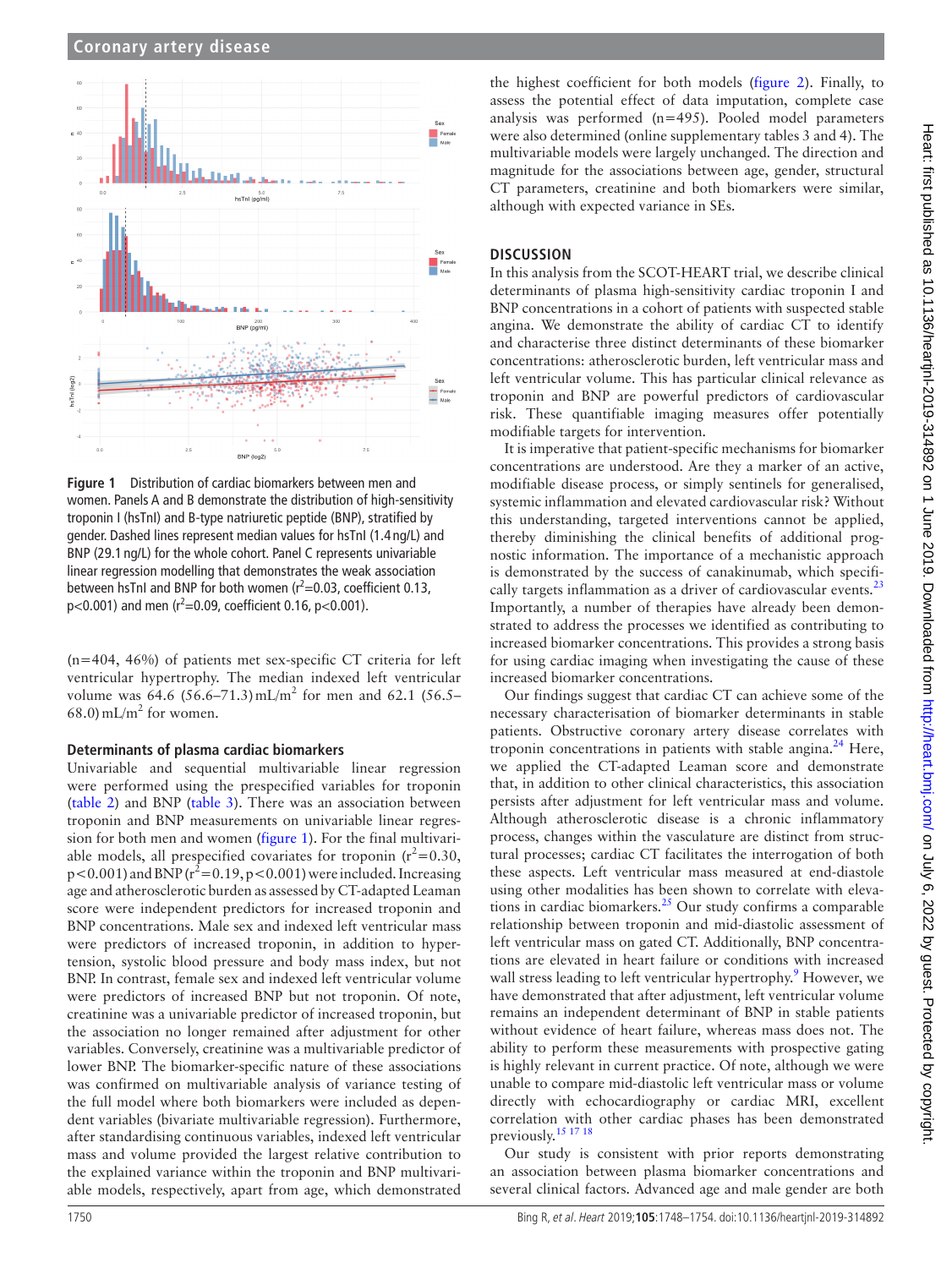**Figure 1** Distribution of cardiac biomarkers between men and women. Panels A and B demonstrate the distribution of high-sensitivity troponin I (hsTnI) and B-type natriuretic peptide (BNP), stratified by gender. Dashed lines represent median values for hsTnI (1.4 ng/L) and BNP (29.1 ng/L) for the whole cohort. Panel C represents univariable linear regression modelling that demonstrates the weak association between hsTnI and BNP for both women ($r^2$=0.03, coefficient 0.13, p<0.001) and men ($r^2$=0.09, coefficient 0.16, p<0.001).

(n=404, 46%) of patients met sex-specific CT criteria for left ventricular hypertrophy. The median indexed left ventricular volume was 64.6 (56.6–71.3) mL/m$^2$ for men and 62.1 (56.5–68.0) mL/m$^2$ for women.

### Determinants of plasma cardiac biomarkers

Univariable and sequential multivariable linear regression were performed using the prespecified variables for troponin (table 2) and BNP (table 3). There was an association between troponin and BNP measurements on univariable linear regression for both men and women (figure 1). For the final multivariable models, all prespecified covariates for troponin ($r^2$=0.30, p<0.001) and BNP ($r^2$=0.19, p<0.001) were included. Increasing age and atherosclerotic burden as assessed by CT-adapted Leaman score were independent predictors for increased troponin and BNP concentrations. Male sex and indexed left ventricular mass were predictors of increased troponin, in addition to hypertension, systolic blood pressure and body mass index, but not BNP. In contrast, female sex and indexed left ventricular volume were predictors of increased BNP but not troponin. Of note, creatinine was a univariable predictor of increased troponin, but the association no longer remained after adjustment for other variables. Conversely, creatinine was a multivariable predictor of lower BNP. The biomarker-specific nature of these associations was confirmed on multivariable analysis of variance testing of the full model where both biomarkers were included as dependent variables (bivariate multivariable regression). Furthermore, after standardising continuous variables, indexed left ventricular mass and volume provided the largest relative contribution to the explained variance within the troponin and BNP multivariable models, respectively, apart from age, which demonstrated the highest coefficient for both models (figure 2). Finally, to assess the potential effect of data imputation, complete case analysis was performed (n=495). Pooled model parameters were also determined (online supplementary tables 3 and 4). The multivariable models were largely unchanged. The direction and magnitude for the associations between age, gender, structural CT parameters, creatinine and both biomarkers were similar, although with expected variance in SEs.

## DISCUSSION

In this analysis from the SCOT-HEART trial, we describe clinical determinants of plasma high-sensitivity cardiac troponin I and BNP concentrations in a cohort of patients with suspected stable angina. We demonstrate the ability of cardiac CT to identify and characterise three distinct determinants of these biomarker concentrations: atherosclerotic burden, left ventricular mass and left ventricular volume. This has particular clinical relevance as troponin and BNP are powerful predictors of cardiovascular risk. These quantifiable imaging measures offer potentially modifiable targets for intervention.

It is imperative that patient-specific mechanisms for biomarker concentrations are understood. Are they a marker of an active, modifiable disease process, or simply sentinels for generalised, systemic inflammation and elevated cardiovascular risk? Without this understanding, targeted interventions cannot be applied, thereby diminishing the clinical benefits of additional prognostic information. The importance of a mechanistic approach is demonstrated by the success of canakinumab, which specifically targets inflammation as a driver of cardiovascular events.[23] Importantly, a number of therapies have already been demonstrated to address the processes we identified as contributing to increased biomarker concentrations. This provides a strong basis for using cardiac imaging when investigating the cause of these increased biomarker concentrations.

Our findings suggest that cardiac CT can achieve some of the necessary characterisation of biomarker determinants in stable patients. Obstructive coronary artery disease correlates with troponin concentrations in patients with stable angina.[24] Here, we applied the CT-adapted Leaman score and demonstrate that, in addition to other clinical characteristics, this association persists after adjustment for left ventricular mass and volume. Although atherosclerotic disease is a chronic inflammatory process, changes within the vasculature are distinct from structural processes; cardiac CT facilitates the interrogation of both these aspects. Left ventricular mass measured at end-diastole using other modalities has been shown to correlate with elevations in cardiac biomarkers.[25] Our study confirms a comparable relationship between troponin and mid-diastolic assessment of left ventricular mass on gated CT. Additionally, BNP concentrations are elevated in heart failure or conditions with increased wall stress leading to left ventricular hypertrophy.[9] However, we have demonstrated that after adjustment, left ventricular volume remains an independent determinant of BNP in stable patients without evidence of heart failure, whereas mass does not. The ability to perform these measurements with prospective gating is highly relevant in current practice. Of note, although we were unable to compare mid-diastolic left ventricular mass or volume directly with echocardiography or cardiac MRI, excellent correlation with other cardiac phases has been demonstrated previously.[15 17 18]

Our study is consistent with prior reports demonstrating an association between plasma biomarker concentrations and several clinical factors. Advanced age and male gender are both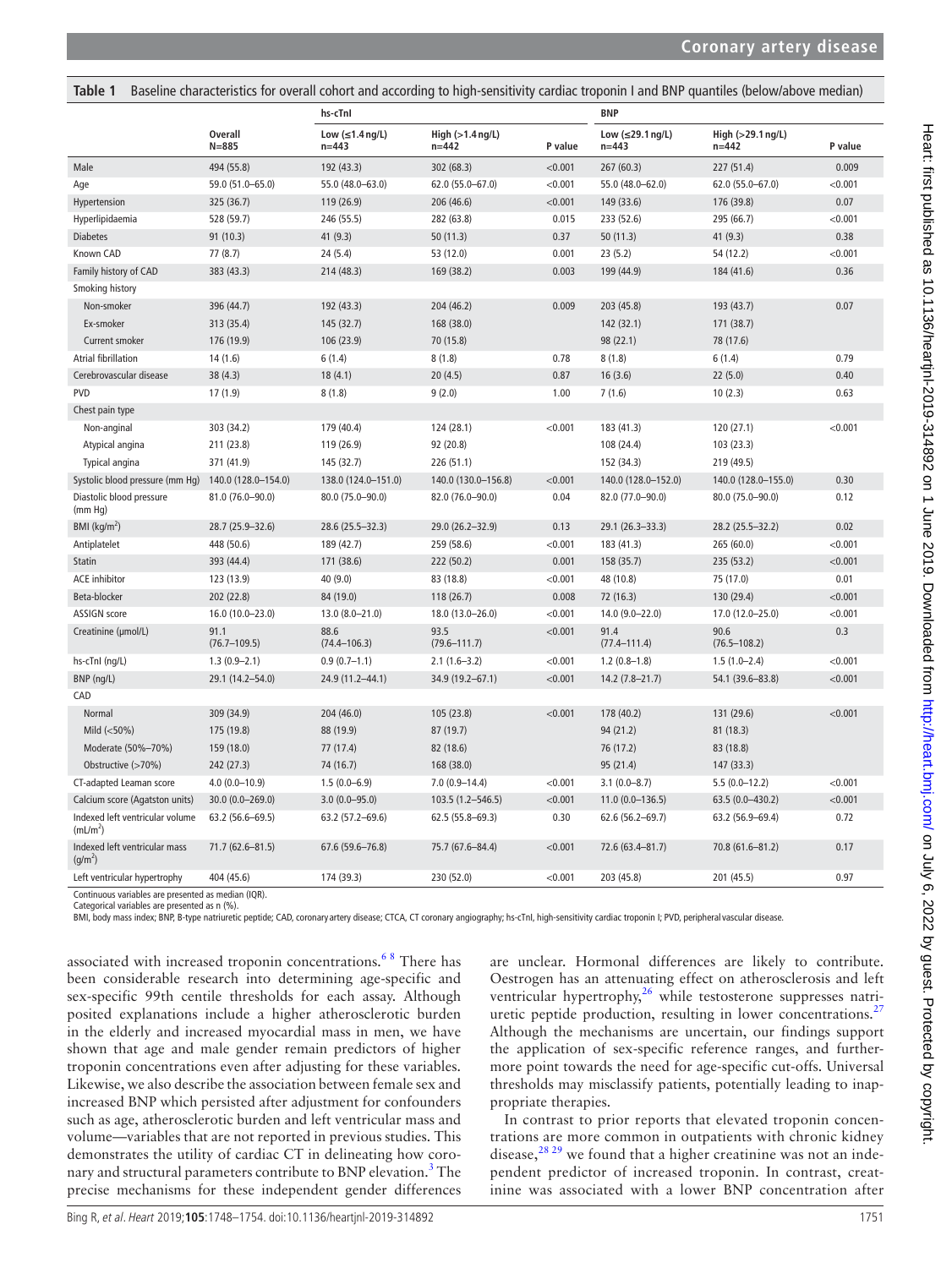**Table 1** Baseline characteristics for overall cohort and according to high-sensitivity cardiac troponin I and BNP quantiles (below/above median)

| | | hs-cTnI | | | BNP | | |
|---|---|---|---|---|---|---|---|
| | Overall N=885 | Low (≤1.4 ng/L) n=443 | High (>1.4 ng/L) n=442 | P value | Low (≤29.1 ng/L) n=443 | High (>29.1 ng/L) n=442 | P value |
| Male | 494 (55.8) | 192 (43.3) | 302 (68.3) | <0.001 | 267 (60.3) | 227 (51.4) | 0.009 |
| Age | 59.0 (51.0–65.0) | 55.0 (48.0–63.0) | 62.0 (55.0–67.0) | <0.001 | 55.0 (48.0–62.0) | 62.0 (55.0–67.0) | <0.001 |
| Hypertension | 325 (36.7) | 119 (26.9) | 206 (46.6) | <0.001 | 149 (33.6) | 176 (39.8) | 0.07 |
| Hyperlipidaemia | 528 (59.7) | 246 (55.5) | 282 (63.8) | 0.015 | 233 (52.6) | 295 (66.7) | <0.001 |
| Diabetes | 91 (10.3) | 41 (9.3) | 50 (11.3) | 0.37 | 50 (11.3) | 41 (9.3) | 0.38 |
| Known CAD | 77 (8.7) | 24 (5.4) | 53 (12.0) | 0.001 | 23 (5.2) | 54 (12.2) | <0.001 |
| Family history of CAD | 383 (43.3) | 214 (48.3) | 169 (38.2) | 0.003 | 199 (44.9) | 184 (41.6) | 0.36 |
| Smoking history | | | | | | | |
| Non-smoker | 396 (44.7) | 192 (43.3) | 204 (46.2) | 0.009 | 203 (45.8) | 193 (43.7) | 0.07 |
| Ex-smoker | 313 (35.4) | 145 (32.7) | 168 (38.0) | | 142 (32.1) | 171 (38.7) | |
| Current smoker | 176 (19.9) | 106 (23.9) | 70 (15.8) | | 98 (22.1) | 78 (17.6) | |
| Atrial fibrillation | 14 (1.6) | 6 (1.4) | 8 (1.8) | 0.78 | 8 (1.8) | 6 (1.4) | 0.79 |
| Cerebrovascular disease | 38 (4.3) | 18 (4.1) | 20 (4.5) | 0.87 | 16 (3.6) | 22 (5.0) | 0.40 |
| PVD | 17 (1.9) | 8 (1.8) | 9 (2.0) | 1.00 | 7 (1.6) | 10 (2.3) | 0.63 |
| Chest pain type | | | | | | | |
| Non-anginal | 303 (34.2) | 179 (40.4) | 124 (28.1) | <0.001 | 183 (41.3) | 120 (27.1) | <0.001 |
| Atypical angina | 211 (23.8) | 119 (26.9) | 92 (20.8) | | 108 (24.4) | 103 (23.3) | |
| Typical angina | 371 (41.9) | 145 (32.7) | 226 (51.1) | | 152 (34.3) | 219 (49.5) | |
| Systolic blood pressure (mm Hg) | 140.0 (128.0–154.0) | 138.0 (124.0–151.0) | 140.0 (130.0–156.8) | <0.001 | 140.0 (128.0–152.0) | 140.0 (128.0–155.0) | 0.30 |
| Diastolic blood pressure (mm Hg) | 81.0 (76.0–90.0) | 80.0 (75.0–90.0) | 82.0 (76.0–90.0) | 0.04 | 82.0 (77.0–90.0) | 80.0 (75.0–90.0) | 0.12 |
| BMI (kg/m$^2$) | 28.7 (25.9–32.6) | 28.6 (25.5–32.3) | 29.0 (26.2–32.9) | 0.13 | 29.1 (26.3–33.3) | 28.2 (25.5–32.2) | 0.02 |
| Antiplatelet | 448 (50.6) | 189 (42.7) | 259 (58.6) | <0.001 | 183 (41.3) | 265 (60.0) | <0.001 |
| Statin | 393 (44.4) | 171 (38.6) | 222 (50.2) | 0.001 | 158 (35.7) | 235 (53.2) | <0.001 |
| ACE inhibitor | 123 (13.9) | 40 (9.0) | 83 (18.8) | <0.001 | 48 (10.8) | 75 (17.0) | 0.01 |
| Beta-blocker | 202 (22.8) | 84 (19.0) | 118 (26.7) | 0.008 | 72 (16.3) | 130 (29.4) | <0.001 |
| ASSIGN score | 16.0 (10.0–23.0) | 13.0 (8.0–21.0) | 18.0 (13.0–26.0) | <0.001 | 14.0 (9.0–22.0) | 17.0 (12.0–25.0) | <0.001 |
| Creatinine (µmol/L) | 91.1 (76.7–109.5) | 88.6 (74.4–106.3) | 93.5 (79.6–111.7) | <0.001 | 91.4 (77.4–111.4) | 90.6 (76.5–108.2) | 0.3 |
| hs-cTnI (ng/L) | 1.3 (0.9–2.1) | 0.9 (0.7–1.1) | 2.1 (1.6–3.2) | <0.001 | 1.2 (0.8–1.8) | 1.5 (1.0–2.4) | <0.001 |
| BNP (ng/L) | 29.1 (14.2–54.0) | 24.9 (11.2–44.1) | 34.9 (19.2–67.1) | <0.001 | 14.2 (7.8–21.7) | 54.1 (39.6–83.8) | <0.001 |
| CAD | | | | | | | |
| Normal | 309 (34.9) | 204 (46.0) | 105 (23.8) | <0.001 | 178 (40.2) | 131 (29.6) | <0.001 |
| Mild (<50%) | 175 (19.8) | 88 (19.9) | 87 (19.7) | | 94 (21.2) | 81 (18.3) | |
| Moderate (50%–70%) | 159 (18.0) | 77 (17.4) | 82 (18.6) | | 76 (17.2) | 83 (18.8) | |
| Obstructive (>70%) | 242 (27.3) | 74 (16.7) | 168 (38.0) | | 95 (21.4) | 147 (33.3) | |
| CT-adapted Leaman score | 4.0 (0.0–10.9) | 1.5 (0.0–6.9) | 7.0 (0.9–14.4) | <0.001 | 3.1 (0.0–8.7) | 5.5 (0.0–12.2) | <0.001 |
| Calcium score (Agatston units) | 30.0 (0.0–269.0) | 3.0 (0.0–95.0) | 103.5 (1.2–546.5) | <0.001 | 11.0 (0.0–136.5) | 63.5 (0.0–430.2) | <0.001 |
| Indexed left ventricular volume (mL/m$^2$) | 63.2 (56.6–69.5) | 63.2 (57.2–69.6) | 62.5 (55.8–69.3) | 0.30 | 62.6 (56.2–69.7) | 63.2 (56.9–69.4) | 0.72 |
| Indexed left ventricular mass (g/m$^2$) | 71.7 (62.6–81.5) | 67.6 (59.6–76.8) | 75.7 (67.6–84.4) | <0.001 | 72.6 (63.4–81.7) | 70.8 (61.6–81.2) | 0.17 |
| Left ventricular hypertrophy | 404 (45.6) | 174 (39.3) | 230 (52.0) | <0.001 | 203 (45.8) | 201 (45.5) | 0.97 |

Continuous variables are presented as median (IQR).
Categorical variables are presented as n (%).
BMI, body mass index; BNP, B-type natriuretic peptide; CAD, coronary artery disease; CTCA, CT coronary angiography; hs-cTnI, high-sensitivity cardiac troponin I; PVD, peripheral vascular disease.

associated with increased troponin concentrations.[6 8] There has been considerable research into determining age-specific and sex-specific 99th centile thresholds for each assay. Although posited explanations include a higher atherosclerotic burden in the elderly and increased myocardial mass in men, we have shown that age and male gender remain predictors of higher troponin concentrations even after adjusting for these variables. Likewise, we also describe the association between female sex and increased BNP which persisted after adjustment for confounders such as age, atherosclerotic burden and left ventricular mass and volume—variables that are not reported in previous studies. This demonstrates the utility of cardiac CT in delineating how coronary and structural parameters contribute to BNP elevation.[3] The precise mechanisms for these independent gender differences are unclear. Hormonal differences are likely to contribute. Oestrogen has an attenuating effect on atherosclerosis and left ventricular hypertrophy,[26] while testosterone suppresses natriuretic peptide production, resulting in lower concentrations.[27] Although the mechanisms are uncertain, our findings support the application of sex-specific reference ranges, and furthermore point towards the need for age-specific cut-offs. Universal thresholds may misclassify patients, potentially leading to inappropriate therapies.

In contrast to prior reports that elevated troponin concentrations are more common in outpatients with chronic kidney disease,[28 29] we found that a higher creatinine was not an independent predictor of increased troponin. In contrast, creatinine was associated with a lower BNP concentration after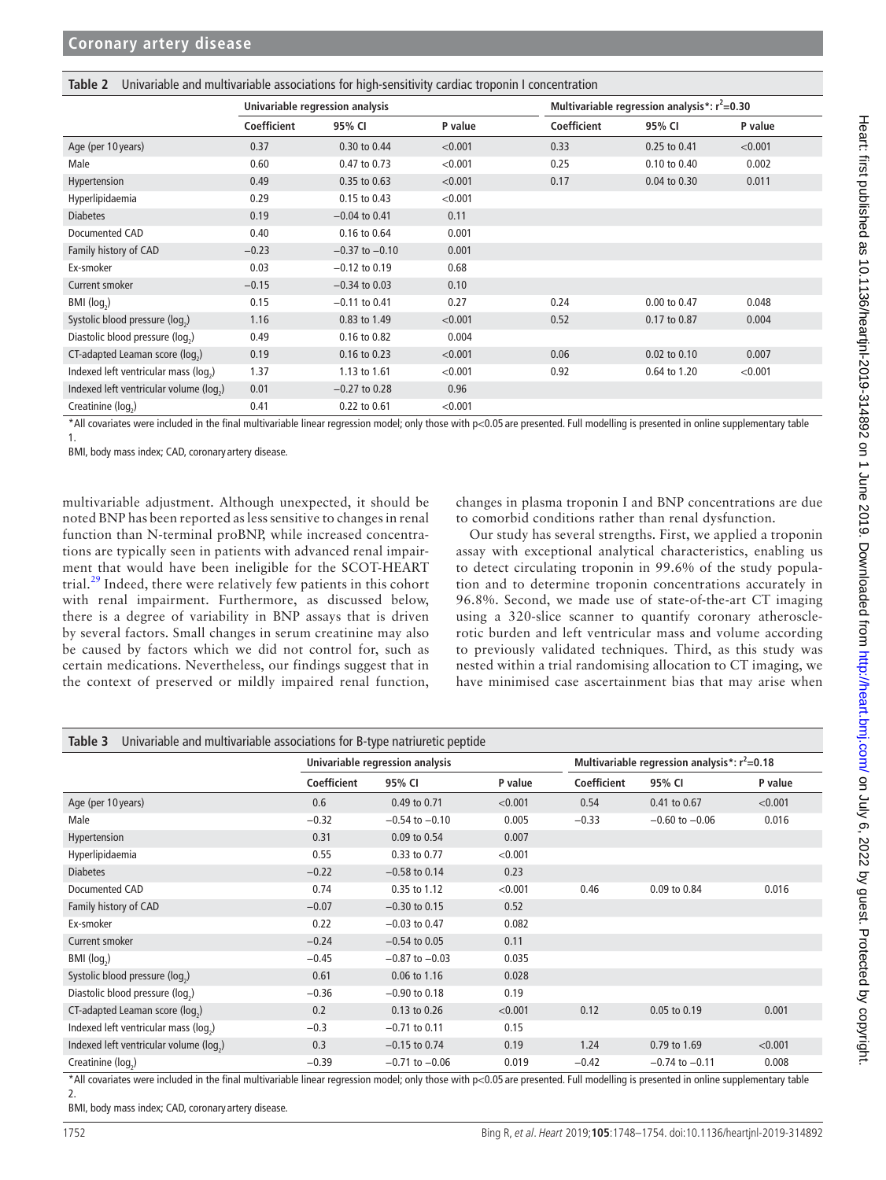**Table 2** Univariable and multivariable associations for high-sensitivity cardiac troponin I concentration

| | Univariable regression analysis | | | Multivariable regression analysis*: $r^2$=0.30 | | |
|---|---|---|---|---|---|---|
| | Coefficient | 95% CI | P value | Coefficient | 95% CI | P value |
| Age (per 10 years) | 0.37 | 0.30 to 0.44 | <0.001 | 0.33 | 0.25 to 0.41 | <0.001 |
| Male | 0.60 | 0.47 to 0.73 | <0.001 | 0.25 | 0.10 to 0.40 | 0.002 |
| Hypertension | 0.49 | 0.35 to 0.63 | <0.001 | 0.17 | 0.04 to 0.30 | 0.011 |
| Hyperlipidaemia | 0.29 | 0.15 to 0.43 | <0.001 | | | |
| Diabetes | 0.19 | −0.04 to 0.41 | 0.11 | | | |
| Documented CAD | 0.40 | 0.16 to 0.64 | 0.001 | | | |
| Family history of CAD | −0.23 | −0.37 to −0.10 | 0.001 | | | |
| Ex-smoker | 0.03 | −0.12 to 0.19 | 0.68 | | | |
| Current smoker | −0.15 | −0.34 to 0.03 | 0.10 | | | |
| BMI ($log_2$) | 0.15 | −0.11 to 0.41 | 0.27 | 0.24 | 0.00 to 0.47 | 0.048 |
| Systolic blood pressure ($log_2$) | 1.16 | 0.83 to 1.49 | <0.001 | 0.52 | 0.17 to 0.87 | 0.004 |
| Diastolic blood pressure ($log_2$) | 0.49 | 0.16 to 0.82 | 0.004 | | | |
| CT-adapted Leaman score ($log_2$) | 0.19 | 0.16 to 0.23 | <0.001 | 0.06 | 0.02 to 0.10 | 0.007 |
| Indexed left ventricular mass ($log_2$) | 1.37 | 1.13 to 1.61 | <0.001 | 0.92 | 0.64 to 1.20 | <0.001 |
| Indexed left ventricular volume ($log_2$) | 0.01 | −0.27 to 0.28 | 0.96 | | | |
| Creatinine ($log_2$) | 0.41 | 0.22 to 0.61 | <0.001 | | | |

*All covariates were included in the final multivariable linear regression model; only those with p<0.05 are presented. Full modelling is presented in online supplementary table 1.

BMI, body mass index; CAD, coronary artery disease.

multivariable adjustment. Although unexpected, it should be noted BNP has been reported as less sensitive to changes in renal function than N-terminal proBNP, while increased concentrations are typically seen in patients with advanced renal impairment that would have been ineligible for the SCOT-HEART trial.[29] Indeed, there were relatively few patients in this cohort with renal impairment. Furthermore, as discussed below, there is a degree of variability in BNP assays that is driven by several factors. Small changes in serum creatinine may also be caused by factors which we did not control for, such as certain medications. Nevertheless, our findings suggest that in the context of preserved or mildly impaired renal function, changes in plasma troponin I and BNP concentrations are due to comorbid conditions rather than renal dysfunction.

Our study has several strengths. First, we applied a troponin assay with exceptional analytical characteristics, enabling us to detect circulating troponin in 99.6% of the study population and to determine troponin concentrations accurately in 96.8%. Second, we made use of state-of-the-art CT imaging using a 320-slice scanner to quantify coronary atherosclerotic burden and left ventricular mass and volume according to previously validated techniques. Third, as this study was nested within a trial randomising allocation to CT imaging, we have minimised case ascertainment bias that may arise when

**Table 3** Univariable and multivariable associations for B-type natriuretic peptide

| | Univariable regression analysis | | | Multivariable regression analysis*: $r^2$=0.18 | | |
|---|---|---|---|---|---|---|
| | Coefficient | 95% CI | P value | Coefficient | 95% CI | P value |
| Age (per 10 years) | 0.6 | 0.49 to 0.71 | <0.001 | 0.54 | 0.41 to 0.67 | <0.001 |
| Male | −0.32 | −0.54 to −0.10 | 0.005 | −0.33 | −0.60 to −0.06 | 0.016 |
| Hypertension | 0.31 | 0.09 to 0.54 | 0.007 | | | |
| Hyperlipidaemia | 0.55 | 0.33 to 0.77 | <0.001 | | | |
| Diabetes | −0.22 | −0.58 to 0.14 | 0.23 | | | |
| Documented CAD | 0.74 | 0.35 to 1.12 | <0.001 | 0.46 | 0.09 to 0.84 | 0.016 |
| Family history of CAD | −0.07 | −0.30 to 0.15 | 0.52 | | | |
| Ex-smoker | 0.22 | −0.03 to 0.47 | 0.082 | | | |
| Current smoker | −0.24 | −0.54 to 0.05 | 0.11 | | | |
| BMI ($log_2$) | −0.45 | −0.87 to −0.03 | 0.035 | | | |
| Systolic blood pressure ($log_2$) | 0.61 | 0.06 to 1.16 | 0.028 | | | |
| Diastolic blood pressure ($log_2$) | −0.36 | −0.90 to 0.18 | 0.19 | | | |
| CT-adapted Leaman score ($log_2$) | 0.2 | 0.13 to 0.26 | <0.001 | 0.12 | 0.05 to 0.19 | 0.001 |
| Indexed left ventricular mass ($log_2$) | −0.3 | −0.71 to 0.11 | 0.15 | | | |
| Indexed left ventricular volume ($log_2$) | 0.3 | −0.15 to 0.74 | 0.19 | 1.24 | 0.79 to 1.69 | <0.001 |
| Creatinine ($log_2$) | −0.39 | −0.71 to −0.06 | 0.019 | −0.42 | −0.74 to −0.11 | 0.008 |

*All covariates were included in the final multivariable linear regression model; only those with p<0.05 are presented. Full modelling is presented in online supplementary table 2.

BMI, body mass index; CAD, coronary artery disease.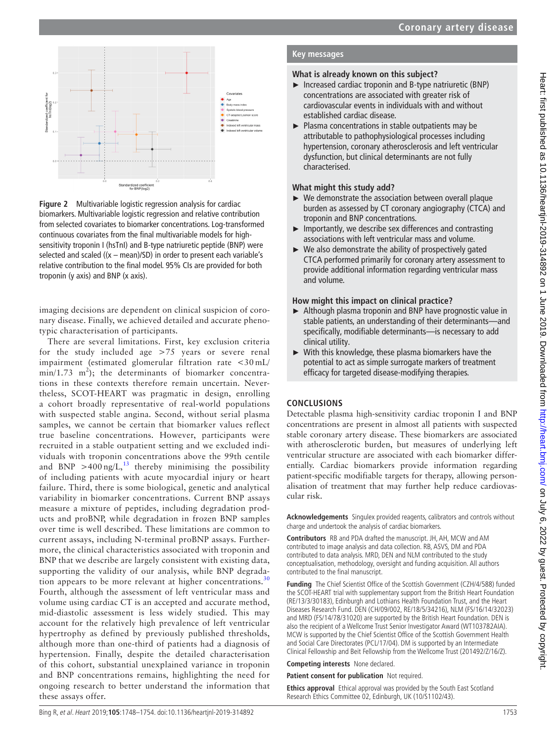Figure 2 Multivariable logistic regression analysis for cardiac biomarkers. Multivariable logistic regression and relative contribution from selected covariates to biomarker concentrations. Log-transformed continuous covariates from the final multivariable models for high-sensitivity troponin I (hsTnI) and B-type natriuretic peptide (BNP) were selected and scaled ((x – mean)/SD) in order to present each variable's relative contribution to the final model. 95% CIs are provided for both troponin (y axis) and BNP (x axis).

imaging decisions are dependent on clinical suspicion of coronary disease. Finally, we achieved detailed and accurate phenotypic characterisation of participants.

There are several limitations. First, key exclusion criteria for the study included age >75 years or severe renal impairment (estimated glomerular filtration rate <30 mL/min/1.73 m$^2$); the determinants of biomarker concentrations in these contexts therefore remain uncertain. Nevertheless, SCOT-HEART was pragmatic in design, enrolling a cohort broadly representative of real-world populations with suspected stable angina. Second, without serial plasma samples, we cannot be certain that biomarker values reflect true baseline concentrations. However, participants were recruited in a stable outpatient setting and we excluded individuals with troponin concentrations above the 99th centile and BNP >400 ng/L,[13] thereby minimising the possibility of including patients with acute myocardial injury or heart failure. Third, there is some biological, genetic and analytical variability in biomarker concentrations. Current BNP assays measure a mixture of peptides, including degradation products and proBNP, while degradation in frozen BNP samples over time is well described. These limitations are common to current assays, including N-terminal proBNP assays. Furthermore, the clinical characteristics associated with troponin and BNP that we describe are largely consistent with existing data, supporting the validity of our analysis, while BNP degradation appears to be more relevant at higher concentrations.[30] Fourth, although the assessment of left ventricular mass and volume using cardiac CT is an accepted and accurate method, mid-diastolic assessment is less widely studied. This may account for the relatively high prevalence of left ventricular hypertrophy as defined by previously published thresholds, although more than one-third of patients had a diagnosis of hypertension. Finally, despite the detailed characterisation of this cohort, substantial unexplained variance in troponin and BNP concentrations remains, highlighting the need for ongoing research to better understand the information that these assays offer.

## Key messages

### What is already known on this subject?

- Increased cardiac troponin and B-type natriuretic (BNP) concentrations are associated with greater risk of cardiovascular events in individuals with and without established cardiac disease.
- Plasma concentrations in stable outpatients may be attributable to pathophysiological processes including hypertension, coronary atherosclerosis and left ventricular dysfunction, but clinical determinants are not fully characterised.

### What might this study add?

- We demonstrate the association between overall plaque burden as assessed by CT coronary angiography (CTCA) and troponin and BNP concentrations.
- Importantly, we describe sex differences and contrasting associations with left ventricular mass and volume.
- We also demonstrate the ability of prospectively gated CTCA performed primarily for coronary artery assessment to provide additional information regarding ventricular mass and volume.

### How might this impact on clinical practice?

- Although plasma troponin and BNP have prognostic value in stable patients, an understanding of their determinants—and specifically, modifiable determinants—is necessary to add clinical utility.
- With this knowledge, these plasma biomarkers have the potential to act as simple surrogate markers of treatment efficacy for targeted disease-modifying therapies.

## CONCLUSIONS

Detectable plasma high-sensitivity cardiac troponin I and BNP concentrations are present in almost all patients with suspected stable coronary artery disease. These biomarkers are associated with atherosclerotic burden, but measures of underlying left ventricular structure are associated with each biomarker differentially. Cardiac biomarkers provide information regarding patient-specific modifiable targets for therapy, allowing personalisation of treatment that may further help reduce cardiovascular risk.

**Acknowledgements** Singulex provided reagents, calibrators and controls without charge and undertook the analysis of cardiac biomarkers.

**Contributors** RB and PDA drafted the manuscript. JH, AH, MCW and AM contributed to image analysis and data collection. RB, ASVS, DM and PDA contributed to data analysis. MRD, DEN and NLM contributed to the study conceptualisation, methodology, oversight and funding acquisition. All authors contributed to the final manuscript.

**Funding** The Chief Scientist Office of the Scottish Government (CZH/4/588) funded the SCOT-HEART trial with supplementary support from the British Heart Foundation (RE/13/3/30183), Edinburgh and Lothians Health Foundation Trust, and the Heart Diseases Research Fund. DEN (CH/09/002, RE/18/5/34216), NLM (FS/16/14/32023) and MRD (FS/14/78/31020) are supported by the British Heart Foundation. DEN is also the recipient of a Wellcome Trust Senior Investigator Award (WT103782AIA). MCW is supported by the Chief Scientist Office of the Scottish Government Health and Social Care Directorates (PCL/17/04). DM is supported by an Intermediate Clinical Fellowship and Beit Fellowship from the Wellcome Trust (201492/Z/16/Z).

**Competing interests** None declared.

**Patient consent for publication** Not required.

**Ethics approval** Ethical approval was provided by the South East Scotland Research Ethics Committee 02, Edinburgh, UK (10/S1102/43).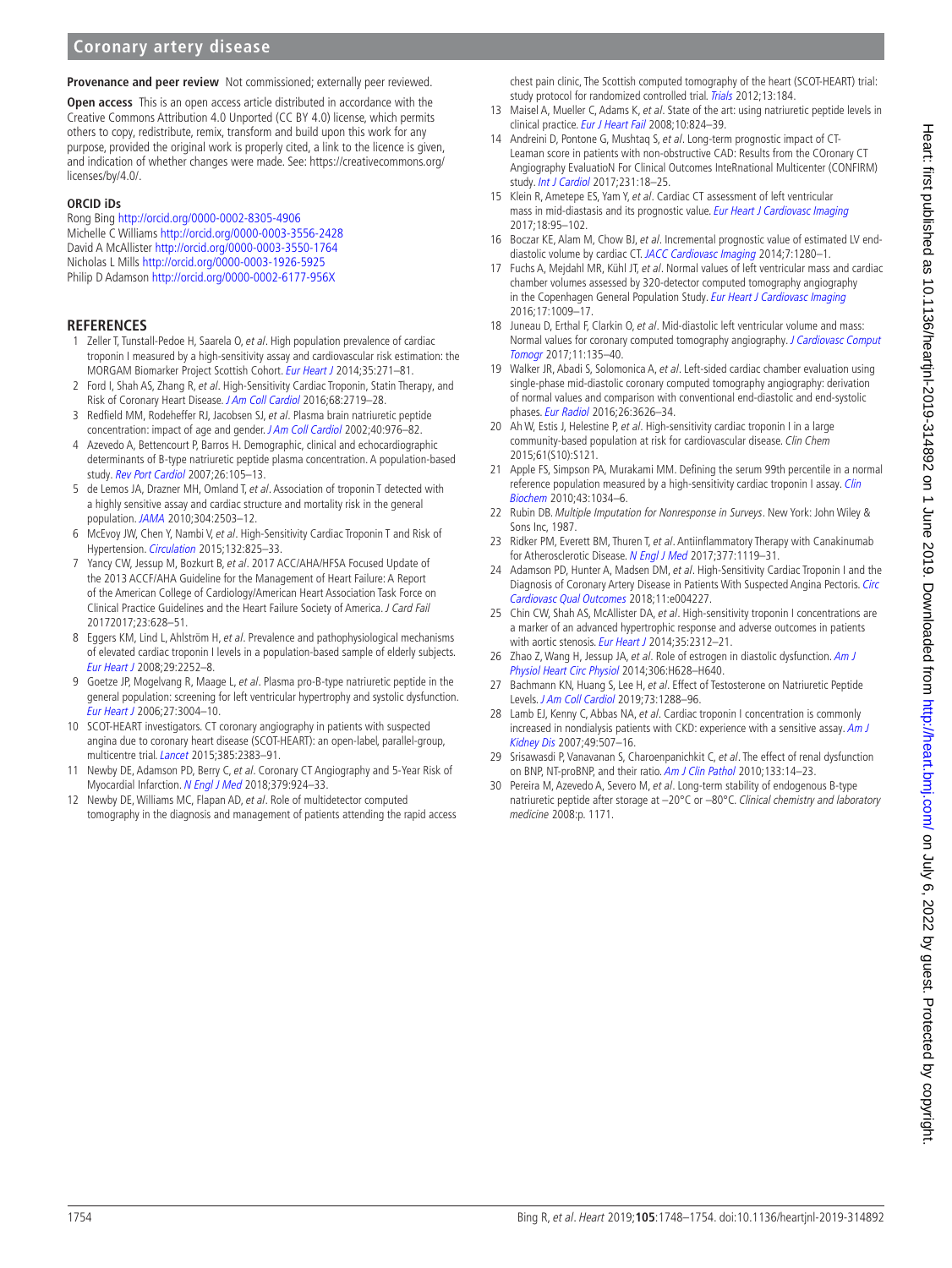**Provenance and peer review** Not commissioned; externally peer reviewed.

**Open access** This is an open access article distributed in accordance with the Creative Commons Attribution 4.0 Unported (CC BY 4.0) license, which permits others to copy, redistribute, remix, transform and build upon this work for any purpose, provided the original work is properly cited, a link to the licence is given, and indication of whether changes were made. See: https://creativecommons.org/licenses/by/4.0/.

**ORCID iDs**

Rong Bing http://orcid.org/0000-0002-8305-4906
Michelle C Williams http://orcid.org/0000-0003-3556-2428
David A McAllister http://orcid.org/0000-0003-3550-1764
Nicholas L Mills http://orcid.org/0000-0003-1926-5925
Philip D Adamson http://orcid.org/0000-0002-6177-956X

## REFERENCES

1. Zeller T, Tunstall-Pedoe H, Saarela O, *et al*. High population prevalence of cardiac troponin I measured by a high-sensitivity assay and cardiovascular risk estimation: the MORGAM Biomarker Project Scottish Cohort. *Eur Heart J* 2014;35:271–81.
2. Ford I, Shah AS, Zhang R, *et al*. High-Sensitivity Cardiac Troponin, Statin Therapy, and Risk of Coronary Heart Disease. *J Am Coll Cardiol* 2016;68:2719–28.
3. Redfield MM, Rodeheffer RJ, Jacobsen SJ, *et al*. Plasma brain natriuretic peptide concentration: impact of age and gender. *J Am Coll Cardiol* 2002;40:976–82.
4. Azevedo A, Bettencourt P, Barros H. Demographic, clinical and echocardiographic determinants of B-type natriuretic peptide plasma concentration. A population-based study. *Rev Port Cardiol* 2007;26:105–13.
5. de Lemos JA, Drazner MH, Omland T, *et al*. Association of troponin T detected with a highly sensitive assay and cardiac structure and mortality risk in the general population. *JAMA* 2010;304:2503–12.
6. McEvoy JW, Chen Y, Nambi V, *et al*. High-Sensitivity Cardiac Troponin T and Risk of Hypertension. *Circulation* 2015;132:825–33.
7. Yancy CW, Jessup M, Bozkurt B, *et al*. 2017 ACC/AHA/HFSA Focused Update of the 2013 ACCF/AHA Guideline for the Management of Heart Failure: A Report of the American College of Cardiology/American Heart Association Task Force on Clinical Practice Guidelines and the Heart Failure Society of America. *J Card Fail* 20172017;23:628–51.
8. Eggers KM, Lind L, Ahlström H, *et al*. Prevalence and pathophysiological mechanisms of elevated cardiac troponin I levels in a population-based sample of elderly subjects. *Eur Heart J* 2008;29:2252–8.
9. Goetze JP, Mogelvang R, Maage L, *et al*. Plasma pro-B-type natriuretic peptide in the general population: screening for left ventricular hypertrophy and systolic dysfunction. *Eur Heart J* 2006;27:3004–10.
10. SCOT-HEART investigators. CT coronary angiography in patients with suspected angina due to coronary heart disease (SCOT-HEART): an open-label, parallel-group, multicentre trial. *Lancet* 2015;385:2383–91.
11. Newby DE, Adamson PD, Berry C, *et al*. Coronary CT Angiography and 5-Year Risk of Myocardial Infarction. *N Engl J Med* 2018;379:924–33.
12. Newby DE, Williams MC, Flapan AD, *et al*. Role of multidetector computed tomography in the diagnosis and management of patients attending the rapid access chest pain clinic, The Scottish computed tomography of the heart (SCOT-HEART) trial: study protocol for randomized controlled trial. *Trials* 2012;13:184.
13. Maisel A, Mueller C, Adams K, *et al*. State of the art: using natriuretic peptide levels in clinical practice. *Eur J Heart Fail* 2008;10:824–39.
14. Andreini D, Pontone G, Mushtaq S, *et al*. Long-term prognostic impact of CT-Leaman score in patients with non-obstructive CAD: Results from the COronary CT Angiography EvaluatioN For Clinical Outcomes InteRnational Multicenter (CONFIRM) study. *Int J Cardiol* 2017;231:18–25.
15. Klein R, Ametepe ES, Yam Y, *et al*. Cardiac CT assessment of left ventricular mass in mid-diastasis and its prognostic value. *Eur Heart J Cardiovasc Imaging* 2017;18:95–102.
16. Boczar KE, Alam M, Chow BJ, *et al*. Incremental prognostic value of estimated LV end-diastolic volume by cardiac CT. *JACC Cardiovasc Imaging* 2014;7:1280–1.
17. Fuchs A, Mejdahl MR, Kühl JT, *et al*. Normal values of left ventricular mass and cardiac chamber volumes assessed by 320-detector computed tomography angiography in the Copenhagen General Population Study. *Eur Heart J Cardiovasc Imaging* 2016;17:1009–17.
18. Juneau D, Erthal F, Clarkin O, *et al*. Mid-diastolic left ventricular volume and mass: Normal values for coronary computed tomography angiography. *J Cardiovasc Comput Tomogr* 2017;11:135–40.
19. Walker JR, Abadi S, Solomonica A, *et al*. Left-sided cardiac chamber evaluation using single-phase mid-diastolic coronary computed tomography angiography: derivation of normal values and comparison with conventional end-diastolic and end-systolic phases. *Eur Radiol* 2016;26:3626–34.
20. Ah W, Estis J, Helestine P, *et al*. High-sensitivity cardiac troponin I in a large community-based population at risk for cardiovascular disease. *Clin Chem* 2015;61(S10):S121.
21. Apple FS, Simpson PA, Murakami MM. Defining the serum 99th percentile in a normal reference population measured by a high-sensitivity cardiac troponin I assay. *Clin Biochem* 2010;43:1034–6.
22. Rubin DB. *Multiple Imputation for Nonresponse in Surveys*. New York: John Wiley & Sons Inc, 1987.
23. Ridker PM, Everett BM, Thuren T, *et al*. Antiinflammatory Therapy with Canakinumab for Atherosclerotic Disease. *N Engl J Med* 2017;377:1119–31.
24. Adamson PD, Hunter A, Madsen DM, *et al*. High-Sensitivity Cardiac Troponin I and the Diagnosis of Coronary Artery Disease in Patients With Suspected Angina Pectoris. *Circ Cardiovasc Qual Outcomes* 2018;11:e004227.
25. Chin CW, Shah AS, McAllister DA, *et al*. High-sensitivity troponin I concentrations are a marker of an advanced hypertrophic response and adverse outcomes in patients with aortic stenosis. *Eur Heart J* 2014;35:2312–21.
26. Zhao Z, Wang H, Jessup JA, *et al*. Role of estrogen in diastolic dysfunction. *Am J Physiol Heart Circ Physiol* 2014;306:H628–H640.
27. Bachmann KN, Huang S, Lee H, *et al*. Effect of Testosterone on Natriuretic Peptide Levels. *J Am Coll Cardiol* 2019;73:1288–96.
28. Lamb EJ, Kenny C, Abbas NA, *et al*. Cardiac troponin I concentration is commonly increased in nondialysis patients with CKD: experience with a sensitive assay. *Am J Kidney Dis* 2007;49:507–16.
29. Srisawasdi P, Vanavanan S, Charoenpanichkit C, *et al*. The effect of renal dysfunction on BNP, NT-proBNP, and their ratio. *Am J Clin Pathol* 2010;133:14–23.
30. Pereira M, Azevedo A, Severo M, *et al*. Long-term stability of endogenous B-type natriuretic peptide after storage at −20°C or −80°C. *Clinical chemistry and laboratory medicine* 2008:p. 1171.